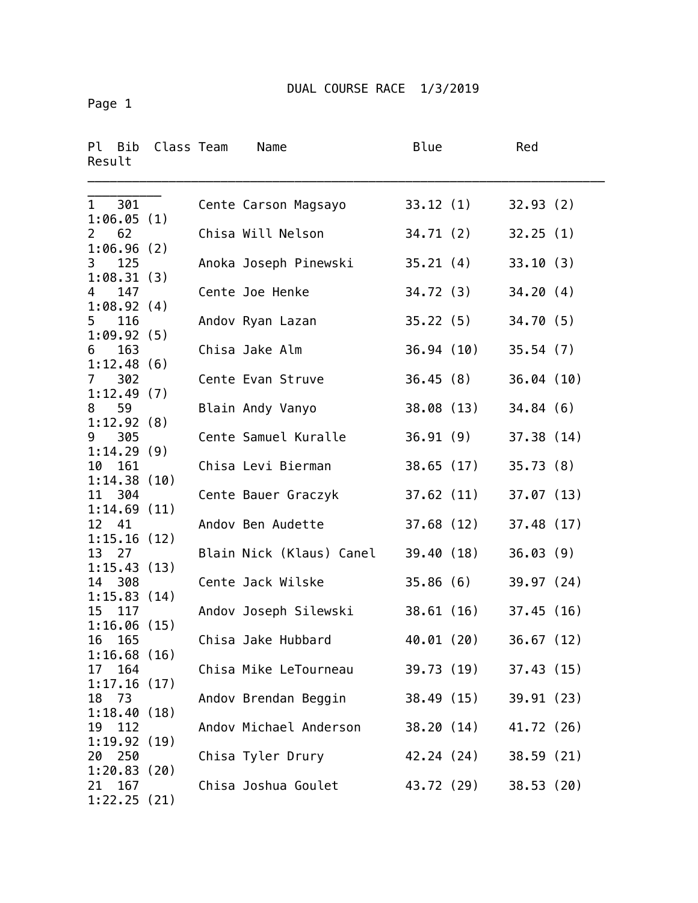# DUAL COURSE RACE 1/3/2019

Page 1

| Pl | Bib | Class | Team | Name | Blue | Red | Result |
|---|---|---|---|---|---|---|---|
| 1 | 301 | | Cente | Carson Magsayo | 33.12 (1) | 32.93 (2) | 1:06.05 (1) |
| 2 | 62 | | Chisa | Will Nelson | 34.71 (2) | 32.25 (1) | 1:06.96 (2) |
| 3 | 125 | | Anoka | Joseph Pinewski | 35.21 (4) | 33.10 (3) | 1:08.31 (3) |
| 4 | 147 | | Cente | Joe Henke | 34.72 (3) | 34.20 (4) | 1:08.92 (4) |
| 5 | 116 | | Andov | Ryan Lazan | 35.22 (5) | 34.70 (5) | 1:09.92 (5) |
| 6 | 163 | | Chisa | Jake Alm | 36.94 (10) | 35.54 (7) | 1:12.48 (6) |
| 7 | 302 | | Cente | Evan Struve | 36.45 (8) | 36.04 (10) | 1:12.49 (7) |
| 8 | 59 | | Blain | Andy Vanyo | 38.08 (13) | 34.84 (6) | 1:12.92 (8) |
| 9 | 305 | | Cente | Samuel Kuralle | 36.91 (9) | 37.38 (14) | 1:14.29 (9) |
| 10 | 161 | | Chisa | Levi Bierman | 38.65 (17) | 35.73 (8) | 1:14.38 (10) |
| 11 | 304 | | Cente | Bauer Graczyk | 37.62 (11) | 37.07 (13) | 1:14.69 (11) |
| 12 | 41 | | Andov | Ben Audette | 37.68 (12) | 37.48 (17) | 1:15.16 (12) |
| 13 | 27 | | Blain | Nick (Klaus) Canel | 39.40 (18) | 36.03 (9) | 1:15.43 (13) |
| 14 | 308 | | Cente | Jack Wilske | 35.86 (6) | 39.97 (24) | 1:15.83 (14) |
| 15 | 117 | | Andov | Joseph Silewski | 38.61 (16) | 37.45 (16) | 1:16.06 (15) |
| 16 | 165 | | Chisa | Jake Hubbard | 40.01 (20) | 36.67 (12) | 1:16.68 (16) |
| 17 | 164 | | Chisa | Mike LeTourneau | 39.73 (19) | 37.43 (15) | 1:17.16 (17) |
| 18 | 73 | | Andov | Brendan Beggin | 38.49 (15) | 39.91 (23) | 1:18.40 (18) |
| 19 | 112 | | Andov | Michael Anderson | 38.20 (14) | 41.72 (26) | 1:19.92 (19) |
| 20 | 250 | | Chisa | Tyler Drury | 42.24 (24) | 38.59 (21) | 1:20.83 (20) |
| 21 | 167 | | Chisa | Joshua Goulet | 43.72 (29) | 38.53 (20) | 1:22.25 (21) |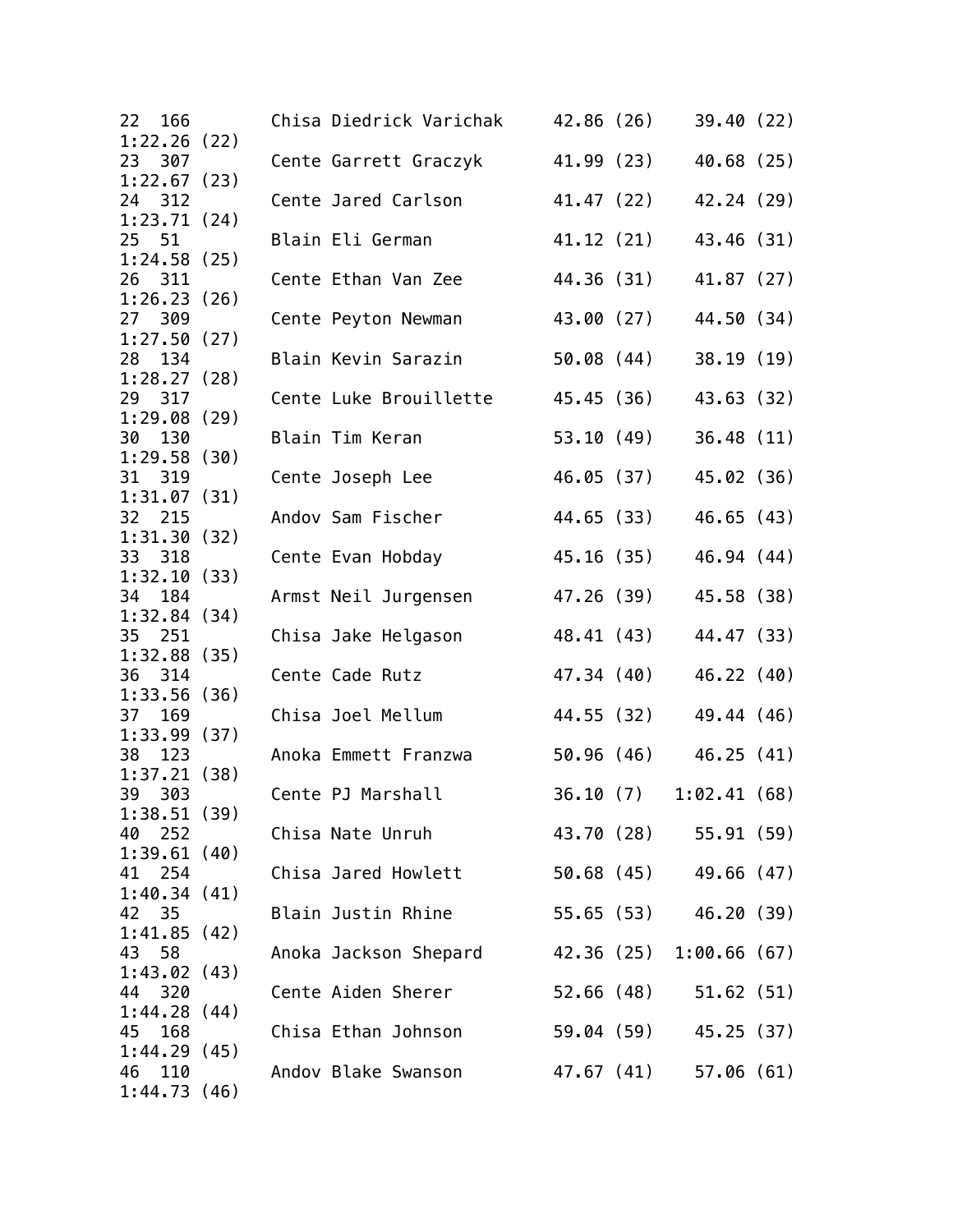```
22  166        Chisa Diedrick Varichak     42.86 (26)    39.40 (22)
1:22.26 (22)
23  307        Cente Garrett Graczyk       41.99 (23)    40.68 (25)
1:22.67 (23)
24  312        Cente Jared Carlson         41.47 (22)    42.24 (29)
1:23.71 (24)
25  51         Blain Eli German            41.12 (21)    43.46 (31)
1:24.58 (25)
26  311        Cente Ethan Van Zee         44.36 (31)    41.87 (27)
1:26.23 (26)
27  309        Cente Peyton Newman         43.00 (27)    44.50 (34)
1:27.50 (27)
28  134        Blain Kevin Sarazin         50.08 (44)    38.19 (19)
1:28.27 (28)
29  317        Cente Luke Brouillette      45.45 (36)    43.63 (32)
1:29.08 (29)
30  130        Blain Tim Keran             53.10 (49)    36.48 (11)
1:29.58 (30)
31  319        Cente Joseph Lee            46.05 (37)    45.02 (36)
1:31.07 (31)
32  215        Andov Sam Fischer           44.65 (33)    46.65 (43)
1:31.30 (32)
33  318        Cente Evan Hobday           45.16 (35)    46.94 (44)
1:32.10 (33)
34  184        Armst Neil Jurgensen        47.26 (39)    45.58 (38)
1:32.84 (34)
35  251        Chisa Jake Helgason         48.41 (43)    44.47 (33)
1:32.88 (35)
36  314        Cente Cade Rutz             47.34 (40)    46.22 (40)
1:33.56 (36)
37  169        Chisa Joel Mellum           44.55 (32)    49.44 (46)
1:33.99 (37)
38  123        Anoka Emmett Franzwa        50.96 (46)    46.25 (41)
1:37.21 (38)
39  303        Cente PJ Marshall           36.10 (7)   1:02.41 (68)
1:38.51 (39)
40  252        Chisa Nate Unruh            43.70 (28)    55.91 (59)
1:39.61 (40)
41  254        Chisa Jared Howlett         50.68 (45)    49.66 (47)
1:40.34 (41)
42  35         Blain Justin Rhine          55.65 (53)    46.20 (39)
1:41.85 (42)
43  58         Anoka Jackson Shepard       42.36 (25)  1:00.66 (67)
1:43.02 (43)
44  320        Cente Aiden Sherer          52.66 (48)    51.62 (51)
1:44.28 (44)
45  168        Chisa Ethan Johnson         59.04 (59)    45.25 (37)
1:44.29 (45)
46  110        Andov Blake Swanson         47.67 (41)    57.06 (61)
1:44.73 (46)
```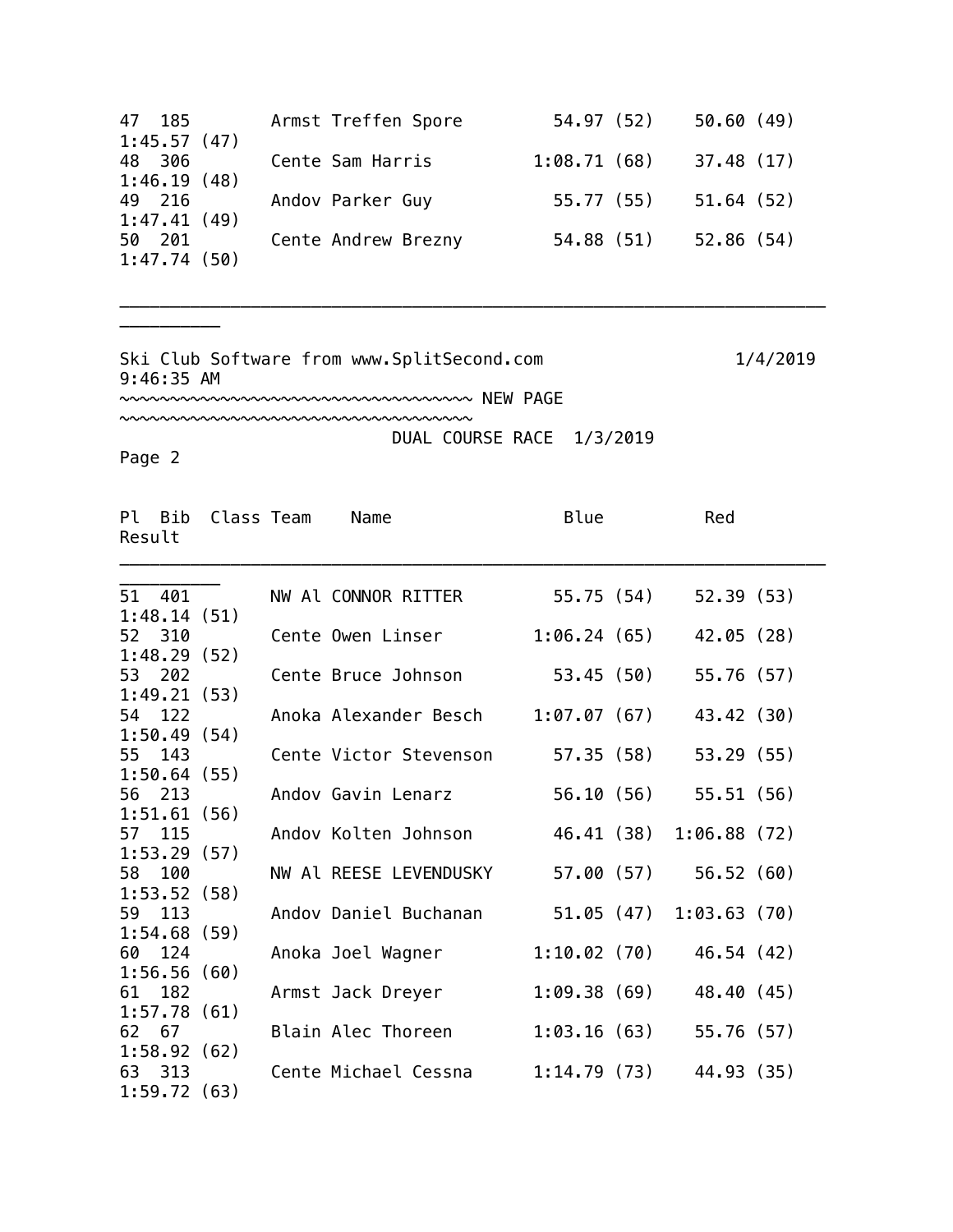| Pl | Bib | Class | Team | Name | Blue | Red | Result |
|---|---|---|---|---|---|---|---|
| 47 | 185 | | Armst | Treffen Spore | 54.97 (52) | 50.60 (49) | 1:45.57 (47) |
| 48 | 306 | | Cente | Sam Harris | 1:08.71 (68) | 37.48 (17) | 1:46.19 (48) |
| 49 | 216 | | Andov | Parker Guy | 55.77 (55) | 51.64 (52) | 1:47.41 (49) |
| 50 | 201 | | Cente | Andrew Brezny | 54.88 (51) | 52.86 (54) | 1:47.74 (50) |

Ski Club Software from www.SplitSecond.com 1/4/2019 9:46:35 AM

~~~~~~~~~~~~~~~~~~~~~~~~~~~~~~~~~~~~ NEW PAGE ~~~~~~~~~~~~~~~~~~~~~~~~~~~~~~~~~~~~

DUAL COURSE RACE 1/3/2019

Page 2

| Pl | Bib | Class | Team | Name | Blue | Red | Result |
|---|---|---|---|---|---|---|---|
| 51 | 401 | | NW Al | CONNOR RITTER | 55.75 (54) | 52.39 (53) | 1:48.14 (51) |
| 52 | 310 | | Cente | Owen Linser | 1:06.24 (65) | 42.05 (28) | 1:48.29 (52) |
| 53 | 202 | | Cente | Bruce Johnson | 53.45 (50) | 55.76 (57) | 1:49.21 (53) |
| 54 | 122 | | Anoka | Alexander Besch | 1:07.07 (67) | 43.42 (30) | 1:50.49 (54) |
| 55 | 143 | | Cente | Victor Stevenson | 57.35 (58) | 53.29 (55) | 1:50.64 (55) |
| 56 | 213 | | Andov | Gavin Lenarz | 56.10 (56) | 55.51 (56) | 1:51.61 (56) |
| 57 | 115 | | Andov | Kolten Johnson | 46.41 (38) | 1:06.88 (72) | 1:53.29 (57) |
| 58 | 100 | | NW Al | REESE LEVENDUSKY | 57.00 (57) | 56.52 (60) | 1:53.52 (58) |
| 59 | 113 | | Andov | Daniel Buchanan | 51.05 (47) | 1:03.63 (70) | 1:54.68 (59) |
| 60 | 124 | | Anoka | Joel Wagner | 1:10.02 (70) | 46.54 (42) | 1:56.56 (60) |
| 61 | 182 | | Armst | Jack Dreyer | 1:09.38 (69) | 48.40 (45) | 1:57.78 (61) |
| 62 | 67 | | Blain | Alec Thoreen | 1:03.16 (63) | 55.76 (57) | 1:58.92 (62) |
| 63 | 313 | | Cente | Michael Cessna | 1:14.79 (73) | 44.93 (35) | 1:59.72 (63) |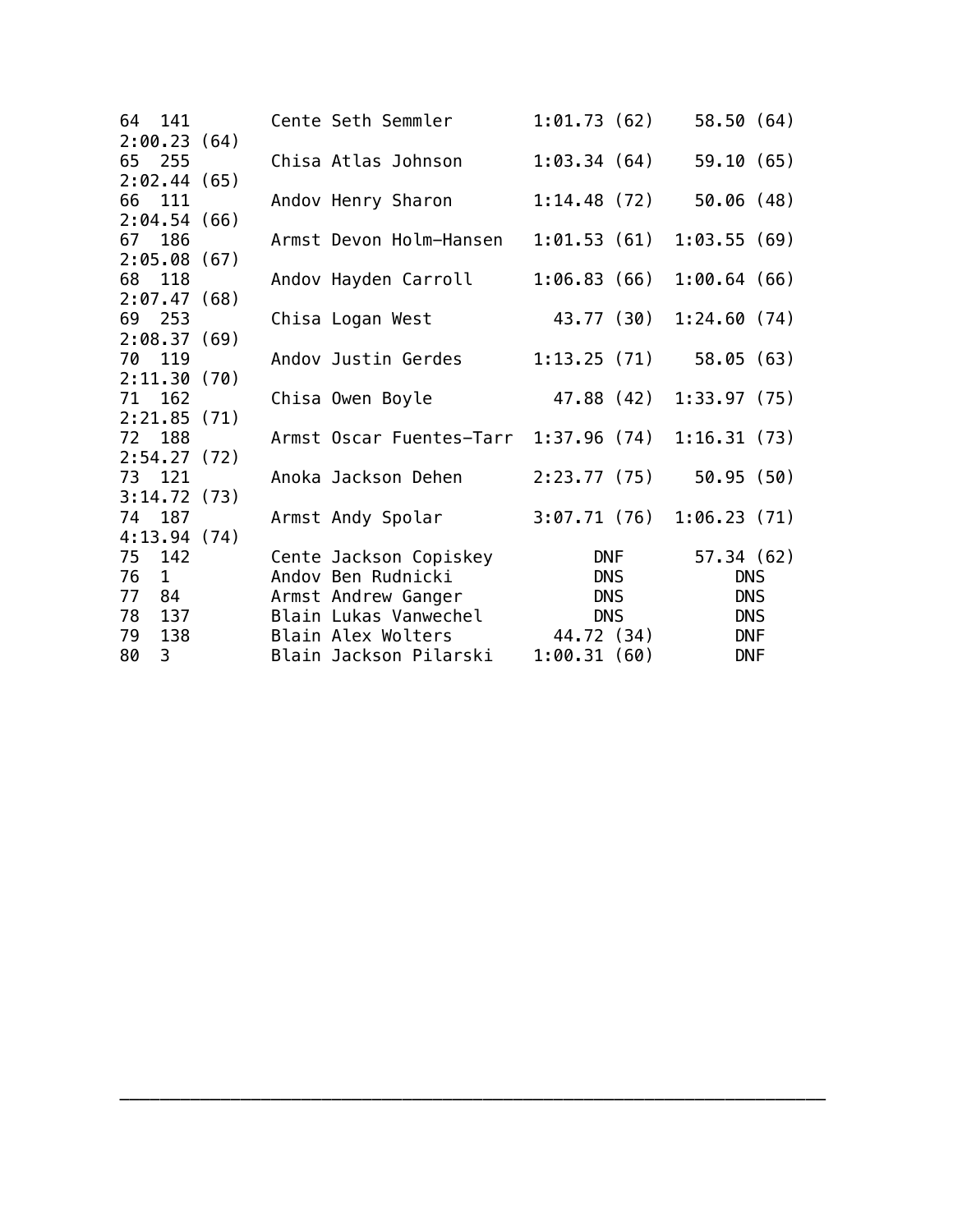```
64  141        Cente Seth Semmler       1:01.73 (62)    58.50 (64)
2:00.23 (64)
65  255        Chisa Atlas Johnson      1:03.34 (64)    59.10 (65)
2:02.44 (65)
66  111        Andov Henry Sharon       1:14.48 (72)    50.06 (48)
2:04.54 (66)
67  186        Armst Devon Holm-Hansen  1:01.53 (61)  1:03.55 (69)
2:05.08 (67)
68  118        Andov Hayden Carroll     1:06.83 (66)  1:00.64 (66)
2:07.47 (68)
69  253        Chisa Logan West           43.77 (30)  1:24.60 (74)
2:08.37 (69)
70  119        Andov Justin Gerdes      1:13.25 (71)    58.05 (63)
2:11.30 (70)
71  162        Chisa Owen Boyle           47.88 (42)  1:33.97 (75)
2:21.85 (71)
72  188        Armst Oscar Fuentes-Tarr 1:37.96 (74)  1:16.31 (73)
2:54.27 (72)
73  121        Anoka Jackson Dehen      2:23.77 (75)    50.95 (50)
3:14.72 (73)
74  187        Armst Andy Spolar        3:07.71 (76)  1:06.23 (71)
4:13.94 (74)
75  142        Cente Jackson Copiskey         DNF       57.34 (62)
76  1          Andov Ben Rudnicki             DNS          DNS
77  84         Armst Andrew Ganger            DNS          DNS
78  137        Blain Lukas Vanwechel          DNS          DNS
79  138        Blain Alex Wolters         44.72 (34)       DNF
80  3          Blain Jackson Pilarski   1:00.31 (60)       DNF
```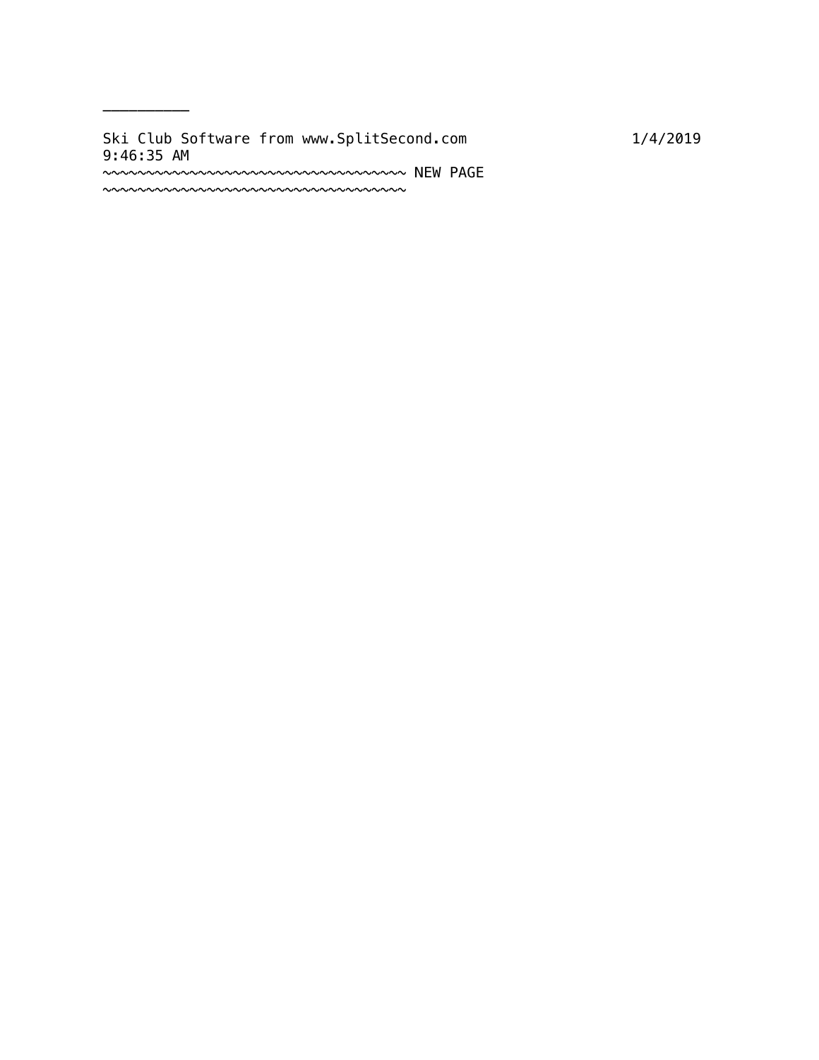__________

Ski Club Software from www.SplitSecond.com 1/4/2019 9:46:35 AM

~~~~~~~~~~~~~~~~~~~~~~~~~~~~~~~~~~~ NEW PAGE ~~~~~~~~~~~~~~~~~~~~~~~~~~~~~~~~~~~